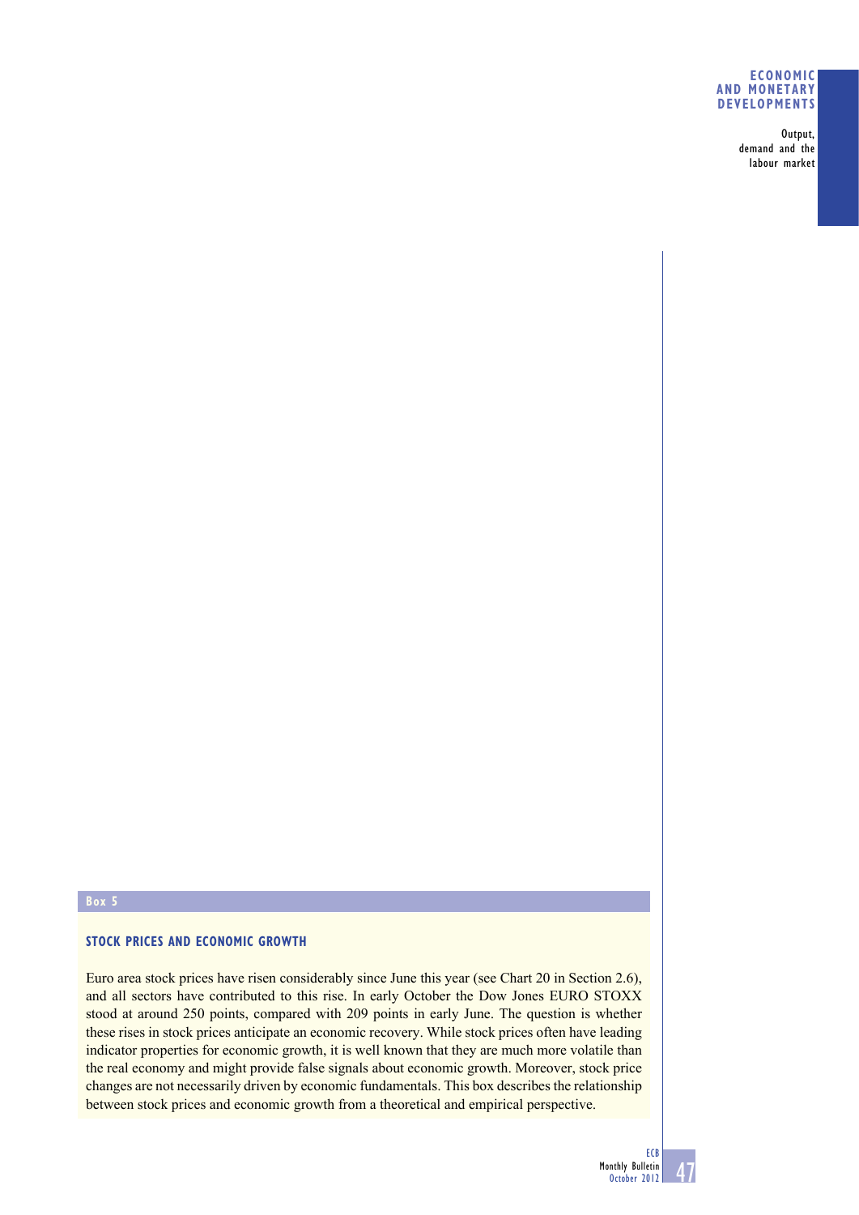## Box 5

### STOCK PRICES AND ECONOMIC GROWTH

Euro area stock prices have risen considerably since June this year (see Chart 20 in Section 2.6), and all sectors have contributed to this rise. In early October the Dow Jones EURO STOXX stood at around 250 points, compared with 209 points in early June. The question is whether these rises in stock prices anticipate an economic recovery. While stock prices often have leading indicator properties for economic growth, it is well known that they are much more volatile than the real economy and might provide false signals about economic growth. Moreover, stock price changes are not necessarily driven by economic fundamentals. This box describes the relationship between stock prices and economic growth from a theoretical and empirical perspective.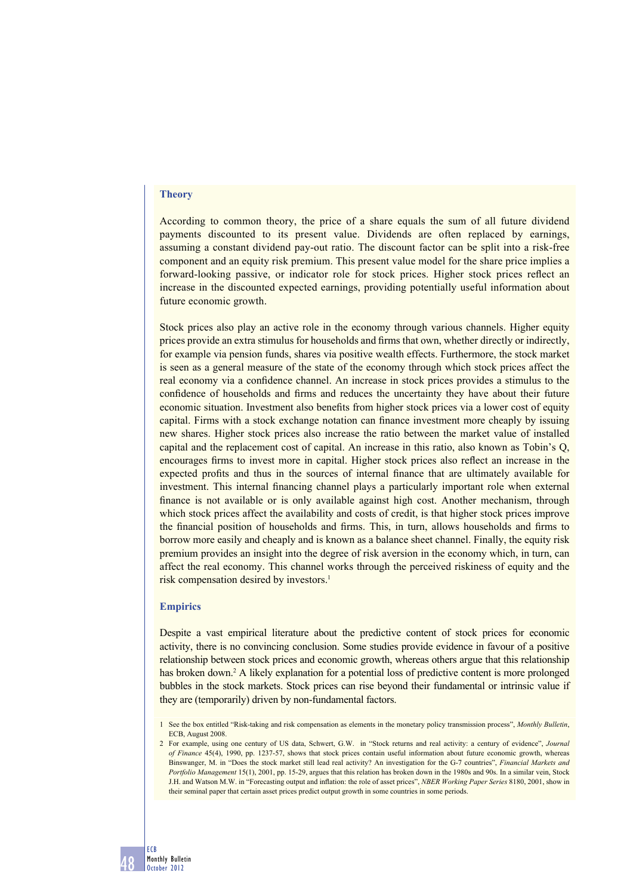### Theory

According to common theory, the price of a share equals the sum of all future dividend payments discounted to its present value. Dividends are often replaced by earnings, assuming a constant dividend pay-out ratio. The discount factor can be split into a risk-free component and an equity risk premium. This present value model for the share price implies a forward-looking passive, or indicator role for stock prices. Higher stock prices reflect an increase in the discounted expected earnings, providing potentially useful information about future economic growth.

Stock prices also play an active role in the economy through various channels. Higher equity prices provide an extra stimulus for households and firms that own, whether directly or indirectly, for example via pension funds, shares via positive wealth effects. Furthermore, the stock market is seen as a general measure of the state of the economy through which stock prices affect the real economy via a confidence channel. An increase in stock prices provides a stimulus to the confidence of households and firms and reduces the uncertainty they have about their future economic situation. Investment also benefits from higher stock prices via a lower cost of equity capital. Firms with a stock exchange notation can finance investment more cheaply by issuing new shares. Higher stock prices also increase the ratio between the market value of installed capital and the replacement cost of capital. An increase in this ratio, also known as Tobin's Q, encourages firms to invest more in capital. Higher stock prices also reflect an increase in the expected profits and thus in the sources of internal finance that are ultimately available for investment. This internal financing channel plays a particularly important role when external finance is not available or is only available against high cost. Another mechanism, through which stock prices affect the availability and costs of credit, is that higher stock prices improve the financial position of households and firms. This, in turn, allows households and firms to borrow more easily and cheaply and is known as a balance sheet channel. Finally, the equity risk premium provides an insight into the degree of risk aversion in the economy which, in turn, can affect the real economy. This channel works through the perceived riskiness of equity and the risk compensation desired by investors.[1]

### Empirics

Despite a vast empirical literature about the predictive content of stock prices for economic activity, there is no convincing conclusion. Some studies provide evidence in favour of a positive relationship between stock prices and economic growth, whereas others argue that this relationship has broken down.[2] A likely explanation for a potential loss of predictive content is more prolonged bubbles in the stock markets. Stock prices can rise beyond their fundamental or intrinsic value if they are (temporarily) driven by non-fundamental factors.

1 See the box entitled "Risk-taking and risk compensation as elements in the monetary policy transmission process", *Monthly Bulletin*, ECB, August 2008.

2 For example, using one century of US data, Schwert, G.W. in "Stock returns and real activity: a century of evidence", *Journal of Finance* 45(4), 1990, pp. 1237-57, shows that stock prices contain useful information about future economic growth, whereas Binswanger, M. in "Does the stock market still lead real activity? An investigation for the G-7 countries", *Financial Markets and Portfolio Management* 15(1), 2001, pp. 15-29, argues that this relation has broken down in the 1980s and 90s. In a similar vein, Stock J.H. and Watson M.W. in "Forecasting output and inflation: the role of asset prices", *NBER Working Paper Series* 8180, 2001, show in their seminal paper that certain asset prices predict output growth in some countries in some periods.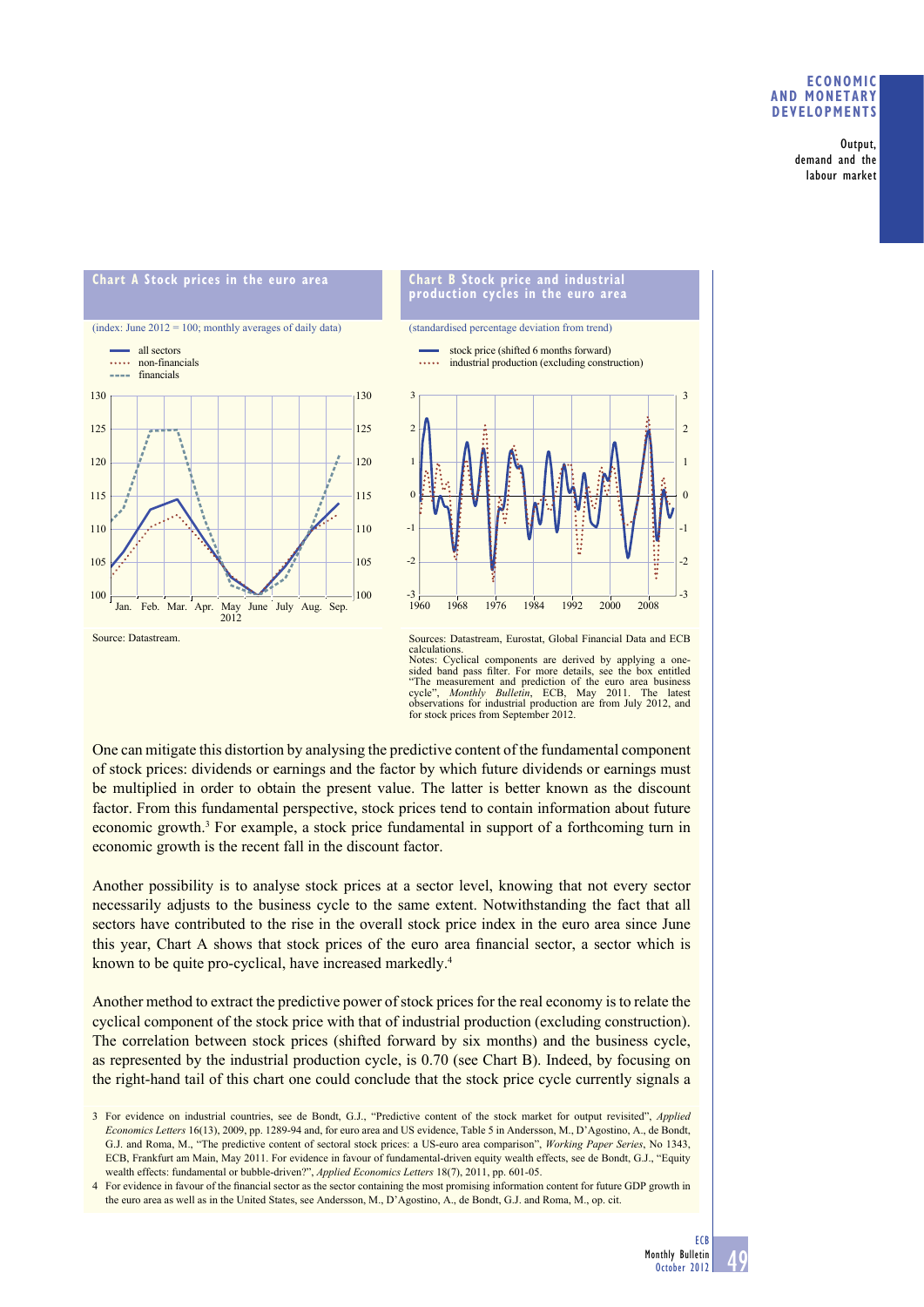**Chart A Stock prices in the euro area**

(index: June 2012 = 100; monthly averages of daily data)

Source: Datastream.

**Chart B Stock price and industrial production cycles in the euro area**

(standardised percentage deviation from trend)

Sources: Datastream, Eurostat, Global Financial Data and ECB calculations.
Notes: Cyclical components are derived by applying a one-sided band pass filter. For more details, see the box entitled "The measurement and prediction of the euro area business cycle", *Monthly Bulletin*, ECB, May 2011. The latest observations for industrial production are from July 2012, and for stock prices from September 2012.

One can mitigate this distortion by analysing the predictive content of the fundamental component of stock prices: dividends or earnings and the factor by which future dividends or earnings must be multiplied in order to obtain the present value. The latter is better known as the discount factor. From this fundamental perspective, stock prices tend to contain information about future economic growth.[3] For example, a stock price fundamental in support of a forthcoming turn in economic growth is the recent fall in the discount factor.

Another possibility is to analyse stock prices at a sector level, knowing that not every sector necessarily adjusts to the business cycle to the same extent. Notwithstanding the fact that all sectors have contributed to the rise in the overall stock price index in the euro area since June this year, Chart A shows that stock prices of the euro area financial sector, a sector which is known to be quite pro-cyclical, have increased markedly.[4]

Another method to extract the predictive power of stock prices for the real economy is to relate the cyclical component of the stock price with that of industrial production (excluding construction). The correlation between stock prices (shifted forward by six months) and the business cycle, as represented by the industrial production cycle, is 0.70 (see Chart B). Indeed, by focusing on the right-hand tail of this chart one could conclude that the stock price cycle currently signals a

3 For evidence on industrial countries, see de Bondt, G.J., "Predictive content of the stock market for output revisited", *Applied Economics Letters* 16(13), 2009, pp. 1289-94 and, for euro area and US evidence, Table 5 in Andersson, M., D'Agostino, A., de Bondt, G.J. and Roma, M., "The predictive content of sectoral stock prices: a US-euro area comparison", *Working Paper Series*, No 1343, ECB, Frankfurt am Main, May 2011. For evidence in favour of fundamental-driven equity wealth effects, see de Bondt, G.J., "Equity wealth effects: fundamental or bubble-driven?", *Applied Economics Letters* 18(7), 2011, pp. 601-05.

4 For evidence in favour of the financial sector as the sector containing the most promising information content for future GDP growth in the euro area as well as in the United States, see Andersson, M., D'Agostino, A., de Bondt, G.J. and Roma, M., op. cit.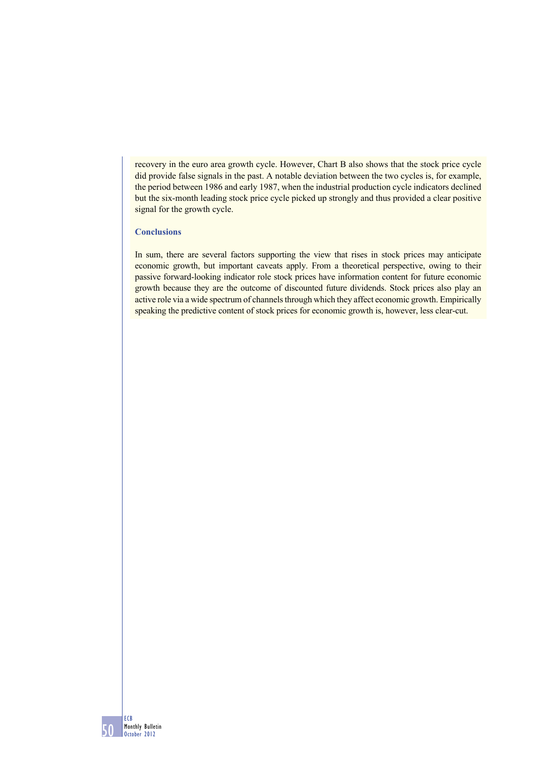recovery in the euro area growth cycle. However, Chart B also shows that the stock price cycle did provide false signals in the past. A notable deviation between the two cycles is, for example, the period between 1986 and early 1987, when the industrial production cycle indicators declined but the six-month leading stock price cycle picked up strongly and thus provided a clear positive signal for the growth cycle.

### Conclusions

In sum, there are several factors supporting the view that rises in stock prices may anticipate economic growth, but important caveats apply. From a theoretical perspective, owing to their passive forward-looking indicator role stock prices have information content for future economic growth because they are the outcome of discounted future dividends. Stock prices also play an active role via a wide spectrum of channels through which they affect economic growth. Empirically speaking the predictive content of stock prices for economic growth is, however, less clear-cut.